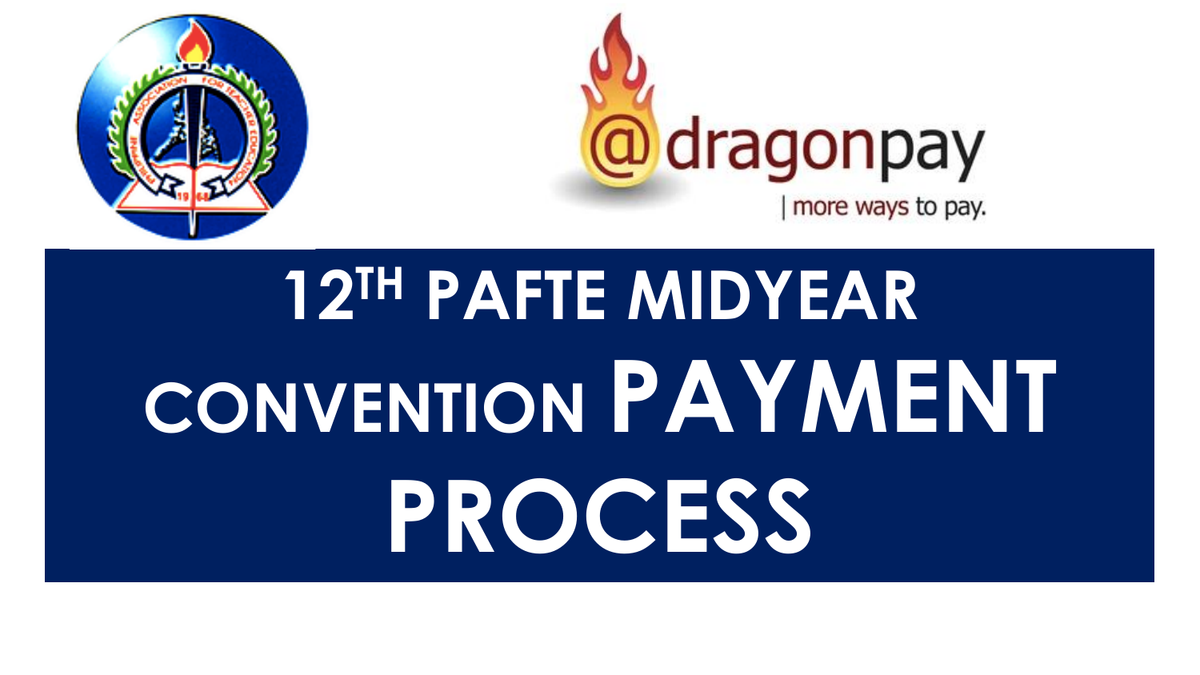@dragonpay | more ways to pay.

# 12TH PAFTE MIDYEAR CONVENTION PAYMENT PROCESS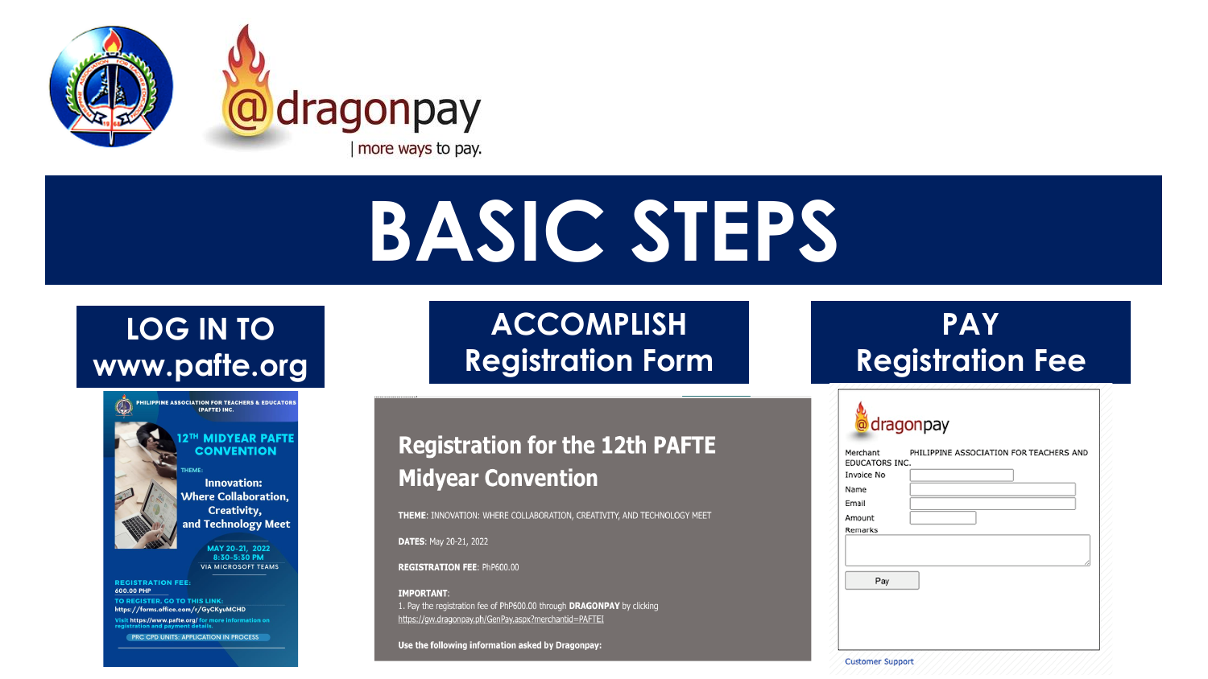# BASIC STEPS

## LOG IN TO www.pafte.org

PHILIPPINE ASSOCIATION FOR TEACHERS & EDUCATORS (PAFTE) INC.

12TH MIDYEAR PAFTE CONVENTION

THEME:

Innovation: Where Collaboration, Creativity, and Technology Meet

MAY 20-21, 2022
8:30-5:30 PM
VIA MICROSOFT TEAMS

REGISTRATION FEE:
600.00 PHP

TO REGISTER, GO TO THIS LINK:
https://forms.office.com/r/GyCKyuMCHD

Visit https://www.pafte.org/ for more information on registration and payment details.

PRC CPD UNITS: APPLICATION IN PROCESS

## ACCOMPLISH Registration Form

**Registration for the 12th PAFTE Midyear Convention**

**THEME**: INNOVATION: WHERE COLLABORATION, CREATIVITY, AND TECHNOLOGY MEET

**DATES**: May 20-21, 2022

**REGISTRATION FEE**: PhP600.00

**IMPORTANT**:
1. Pay the registration fee of PhP600.00 through **DRAGONPAY** by clicking https://gw.dragonpay.ph/GenPay.aspx?merchantid=PAFTEI

**Use the following information asked by Dragonpay:**

## PAY Registration Fee

dragonpay

Merchant PHILIPPINE ASSOCIATION FOR TEACHERS AND EDUCATORS INC.

Invoice No

Name

Email

Amount

Remarks

Pay

Customer Support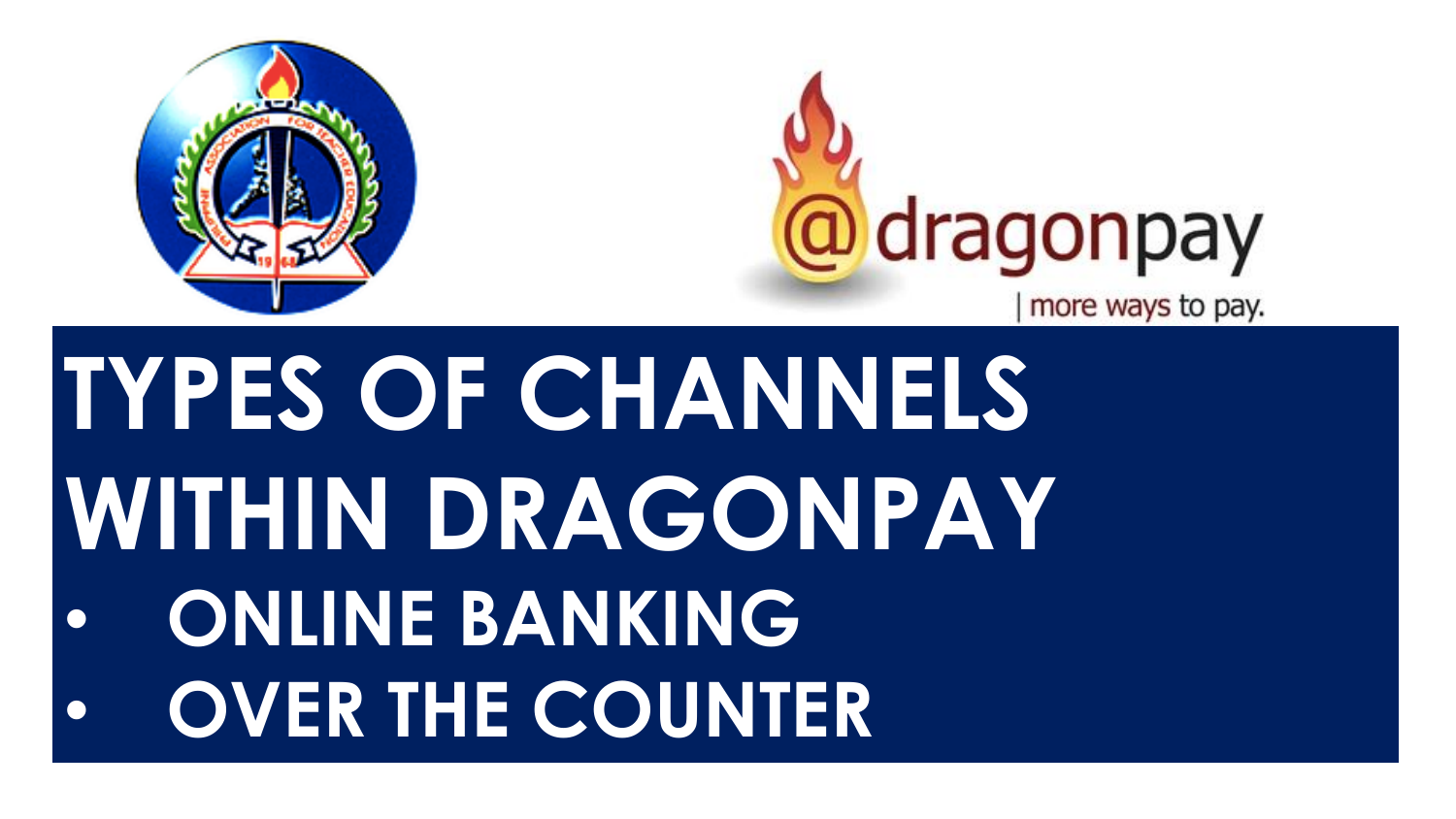# TYPES OF CHANNELS WITHIN DRAGONPAY

- ONLINE BANKING
- OVER THE COUNTER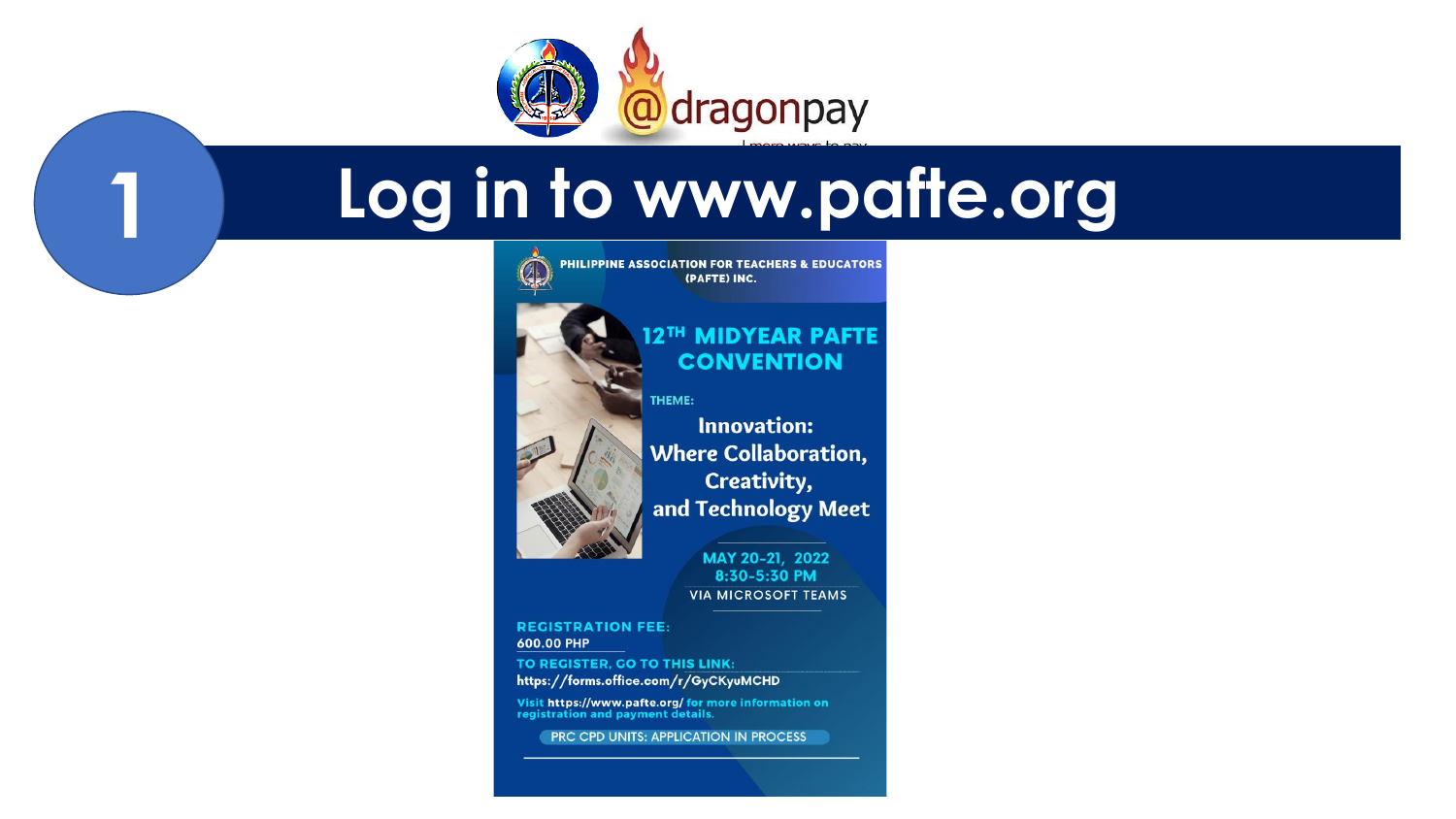# 1 Log in to www.pafte.org

PHILIPPINE ASSOCIATION FOR TEACHERS & EDUCATORS (PAFTE) INC.

## 12TH MIDYEAR PAFTE CONVENTION

THEME:

**Innovation: Where Collaboration, Creativity, and Technology Meet**

MAY 20-21, 2022
8:30-5:30 PM
VIA MICROSOFT TEAMS

REGISTRATION FEE:
600.00 PHP

TO REGISTER, GO TO THIS LINK:
https://forms.office.com/r/GyCKyuMCHD

Visit https://www.pafte.org/ for more information on registration and payment details.

PRC CPD UNITS: APPLICATION IN PROCESS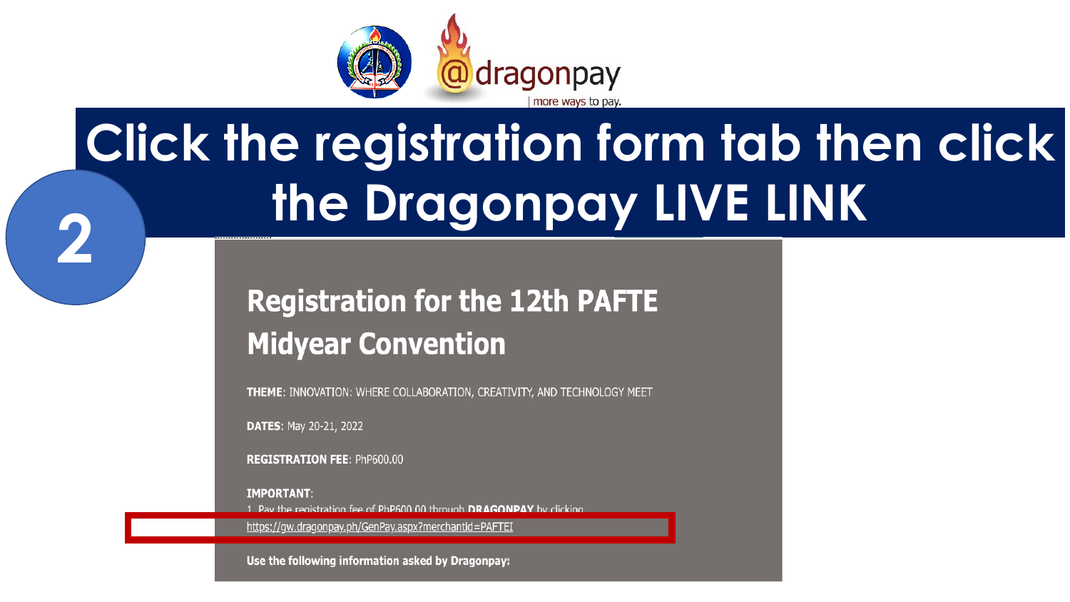# 2 Click the registration form tab then click the Dragonpay LIVE LINK

## Registration for the 12th PAFTE Midyear Convention

**THEME**: INNOVATION: WHERE COLLABORATION, CREATIVITY, AND TECHNOLOGY MEET

**DATES**: May 20-21, 2022

**REGISTRATION FEE**: PhP600.00

**IMPORTANT**:

1. Pay the registration fee of PhP600.00 through **DRAGONPAY** by clicking https://gw.dragonpay.ph/GenPay.aspx?merchantid=PAFTEI

**Use the following information asked by Dragonpay:**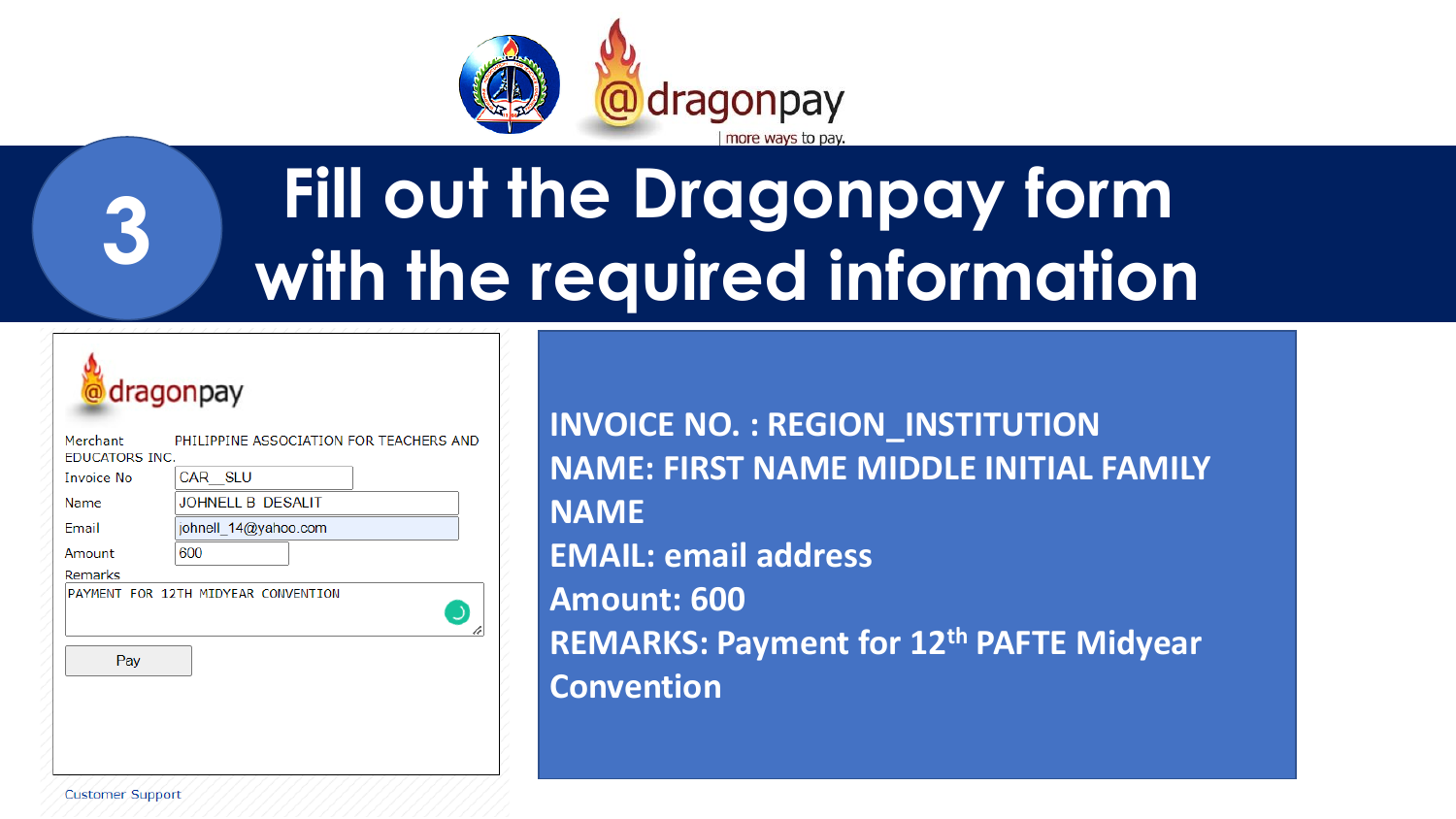# 3 Fill out the Dragonpay form with the required information

**dragonpay**

| | |
|---|---|
| Merchant | PHILIPPINE ASSOCIATION FOR TEACHERS AND EDUCATORS INC. |
| Invoice No | CAR__SLU |
| Name | JOHNELL B DESALIT |
| Email | johnell_14@yahoo.com |
| Amount | 600 |

Remarks

PAYMENT FOR 12TH MIDYEAR CONVENTION

Pay

Customer Support

**INVOICE NO. : REGION_INSTITUTION**
**NAME: FIRST NAME MIDDLE INITIAL FAMILY NAME**
**EMAIL: email address**
**Amount: 600**
**REMARKS: Payment for 12$^{th}$ PAFTE Midyear Convention**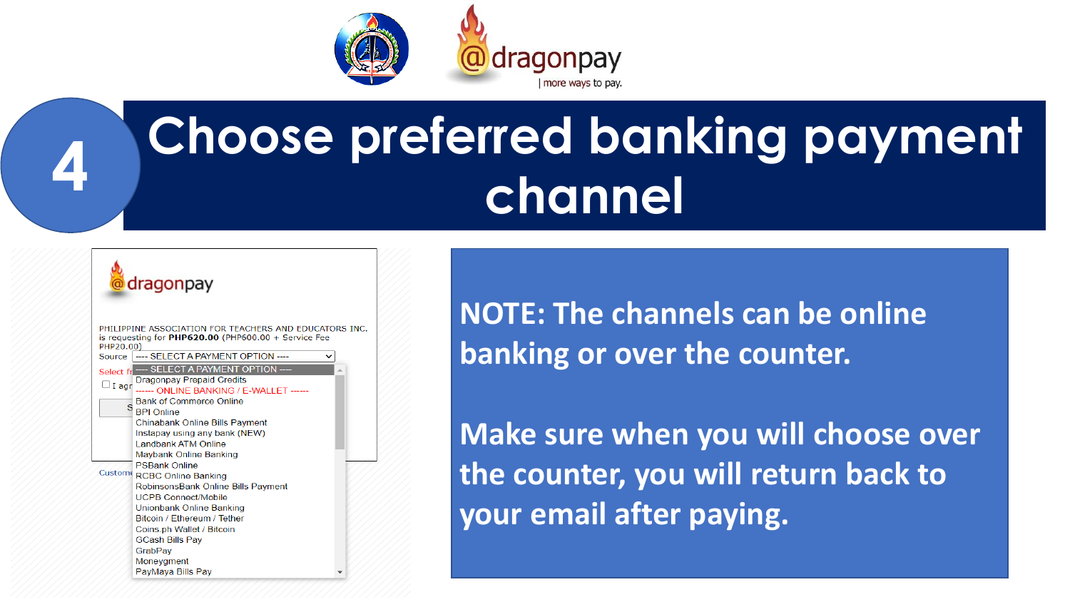# 4 Choose preferred banking payment channel

dragonpay

PHILIPPINE ASSOCIATION FOR TEACHERS AND EDUCATORS INC. is requesting for **PHP620.00** (PHP600.00 + Service Fee PHP20.00)

Source: ---- SELECT A PAYMENT OPTION ----

- ---- SELECT A PAYMENT OPTION ----
- Dragonpay Prepaid Credits
- ------ ONLINE BANKING / E-WALLET ------
- Bank of Commerce Online
- BPI Online
- Chinabank Online Bills Payment
- Instapay using any bank (NEW)
- Landbank ATM Online
- Maybank Online Banking
- PSBank Online
- RCBC Online Banking
- RobinsonsBank Online Bills Payment
- UCPB Connect/Mobile
- Unionbank Online Banking
- Bitcoin / Ethereum / Tether
- Coins.ph Wallet / Bitcoin
- GCash Bills Pay
- GrabPay
- Moneygment
- PayMaya Bills Pay

**NOTE: The channels can be online banking or over the counter.**

**Make sure when you will choose over the counter, you will return back to your email after paying.**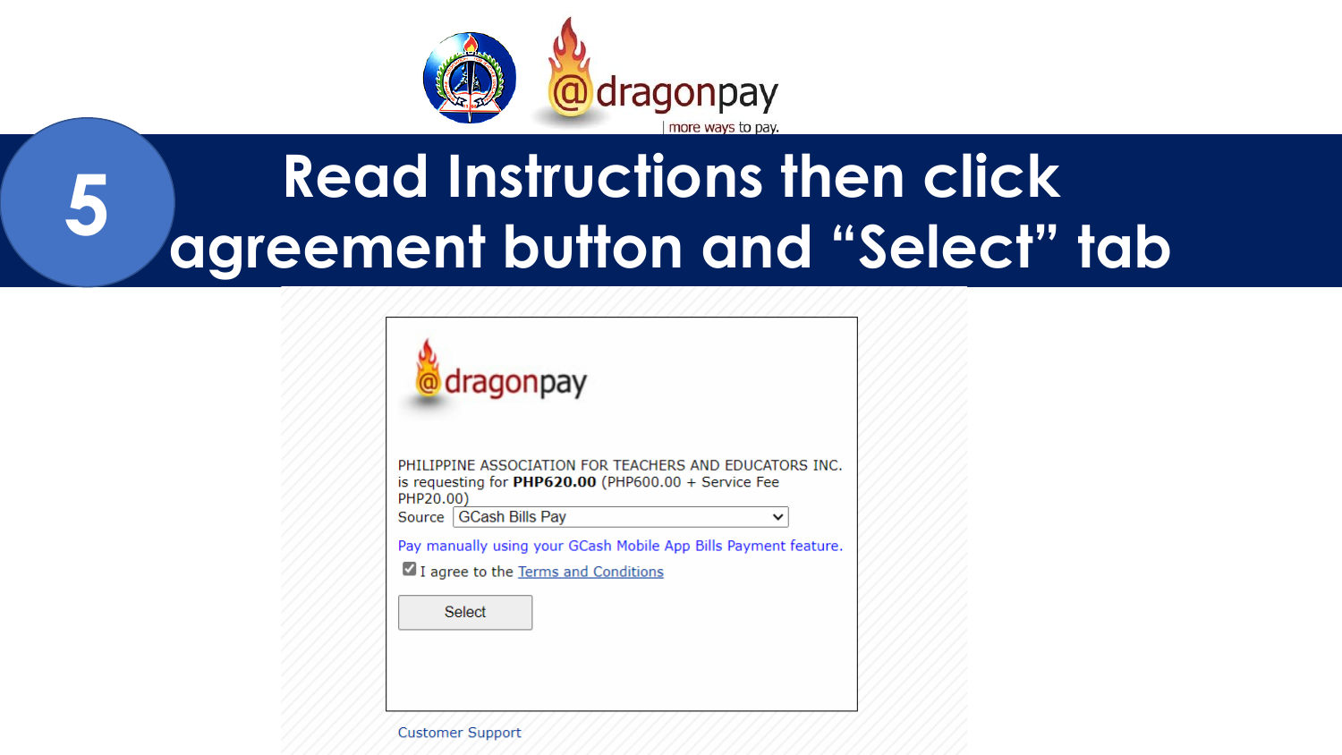# 5 Read Instructions then click agreement button and "Select" tab

PHILIPPINE ASSOCIATION FOR TEACHERS AND EDUCATORS INC. is requesting for **PHP620.00** (PHP600.00 + Service Fee PHP20.00)

Source: GCash Bills Pay

Pay manually using your GCash Mobile App Bills Payment feature.

- [x] I agree to the Terms and Conditions

Select

Customer Support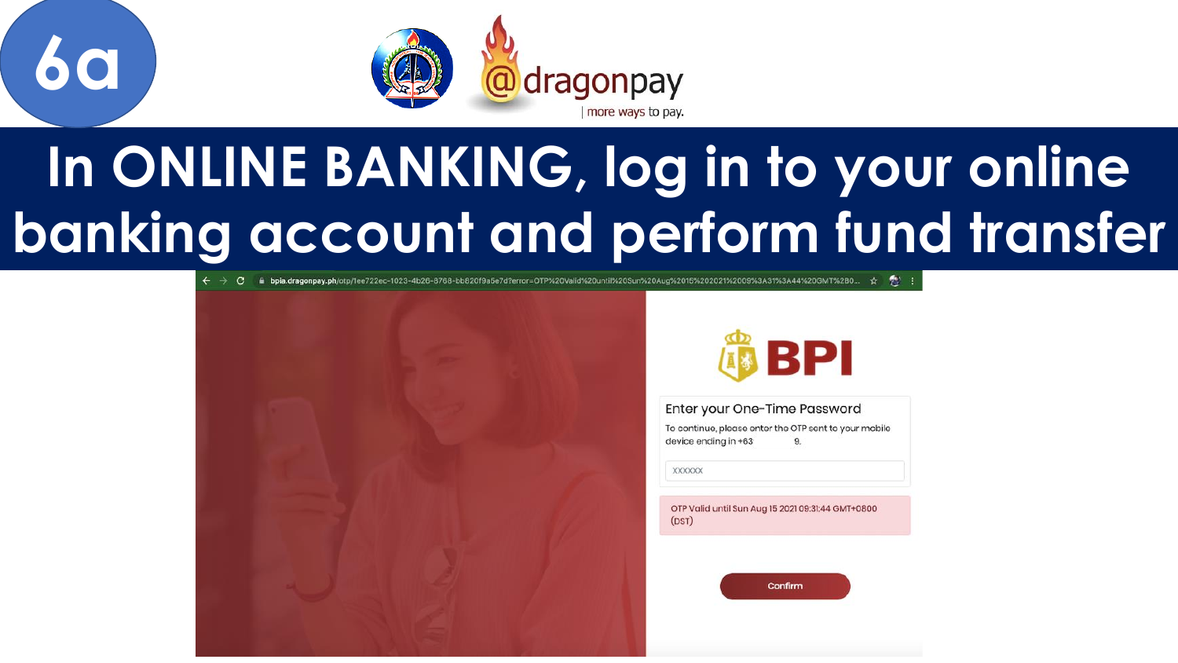6a

dragonpay
more ways to pay.

# In ONLINE BANKING, log in to your online banking account and perform fund transfer

bpia.dragonpay.ph/otp/1ee722ec-1023-4b26-8768-bb820f9a5e7d?error=OTP%20Valid%20until%20Sun%20Aug%2015%202021%2009%3A31%3A44%20GMT%2B0...

BPI

Enter your One-Time Password

To continue, please enter the OTP sent to your mobile device ending in +63 9.

XXXXXX

OTP Valid until Sun Aug 15 2021 09:31:44 GMT+0800 (DST)

Confirm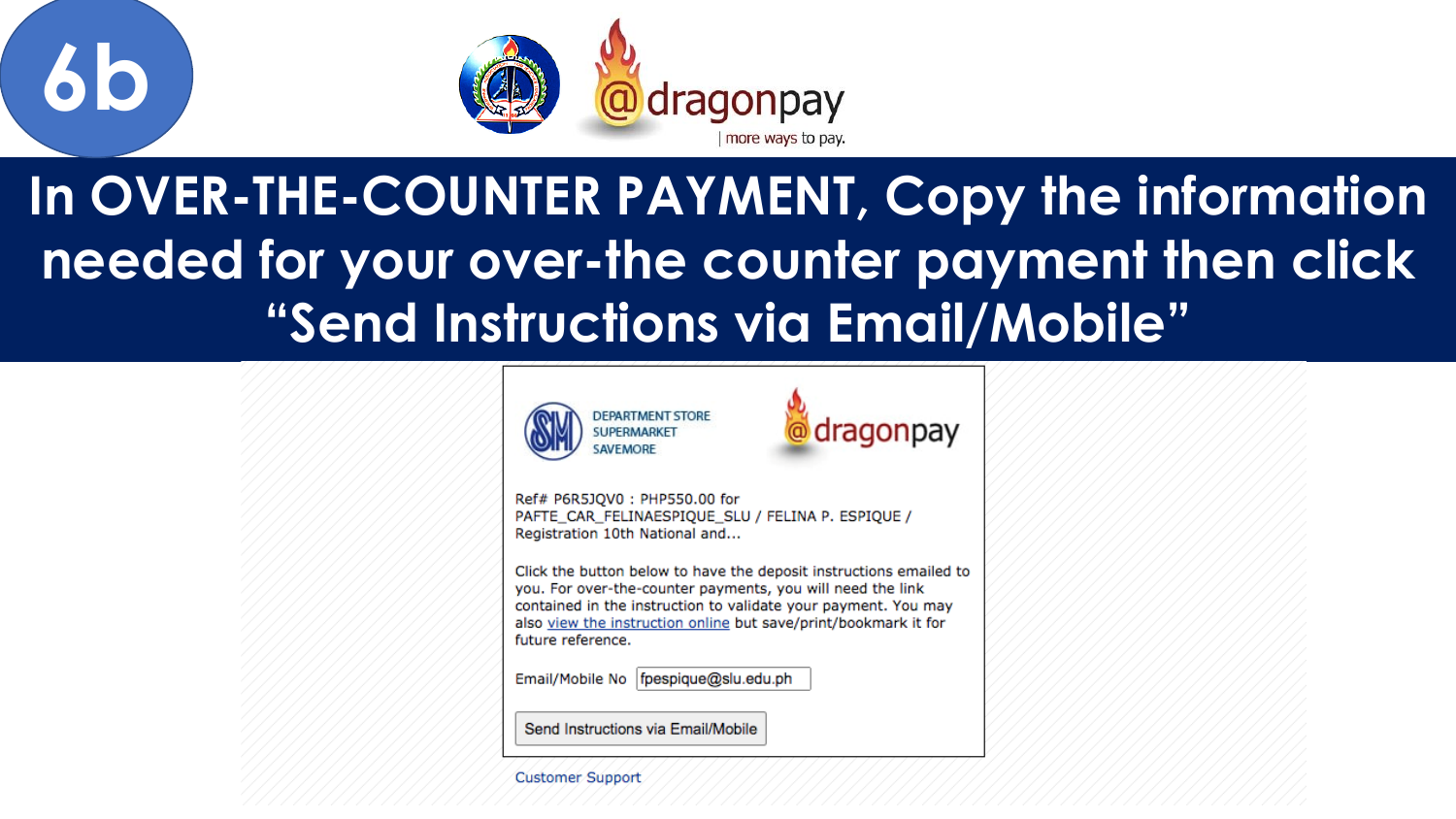# 6b

## In OVER-THE-COUNTER PAYMENT, Copy the information needed for your over-the counter payment then click "Send Instructions via Email/Mobile"

DEPARTMENT STORE
SUPERMARKET
SAVEMORE

dragonpay

Ref# P6R5JQV0 : PHP550.00 for PAFTE_CAR_FELINAESPIQUE_SLU / FELINA P. ESPIQUE / Registration 10th National and...

Click the button below to have the deposit instructions emailed to you. For over-the-counter payments, you will need the link contained in the instruction to validate your payment. You may also view the instruction online but save/print/bookmark it for future reference.

Email/Mobile No fpespique@slu.edu.ph

Send Instructions via Email/Mobile

Customer Support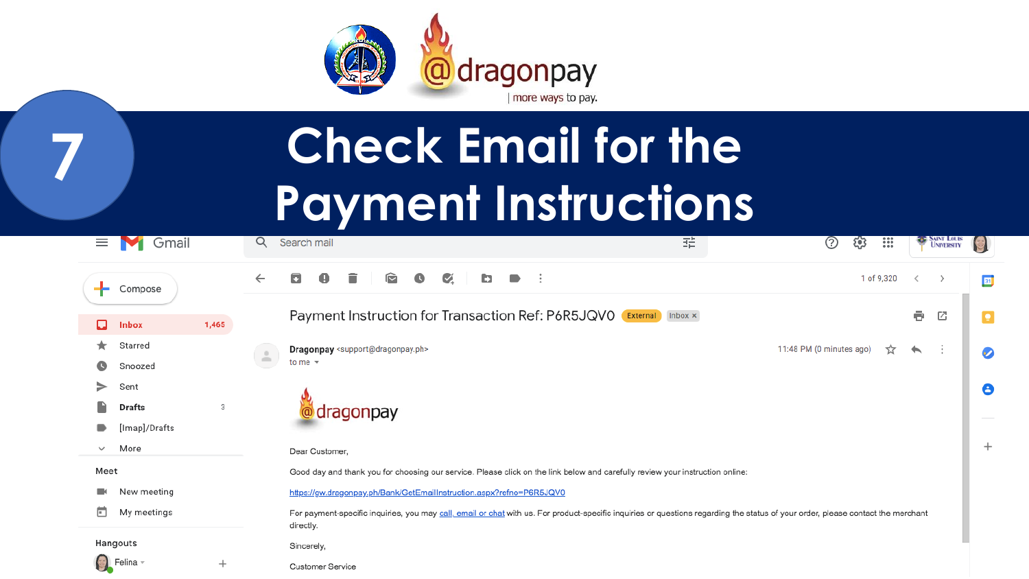# 7 Check Email for the Payment Instructions

Payment Instruction for Transaction Ref: P6R5JQV0

**Dragonpay** <support@dragonpay.ph>
to me

11:48 PM (0 minutes ago)

Dear Customer,

Good day and thank you for choosing our service. Please click on the link below and carefully review your instruction online:

https://gw.dragonpay.ph/Bank/GetEmailInstruction.aspx?refno=P6R5JQV0

For payment-specific inquiries, you may call, email or chat with us. For product-specific inquiries or questions regarding the status of your order, please contact the merchant directly.

Sincerely,

Customer Service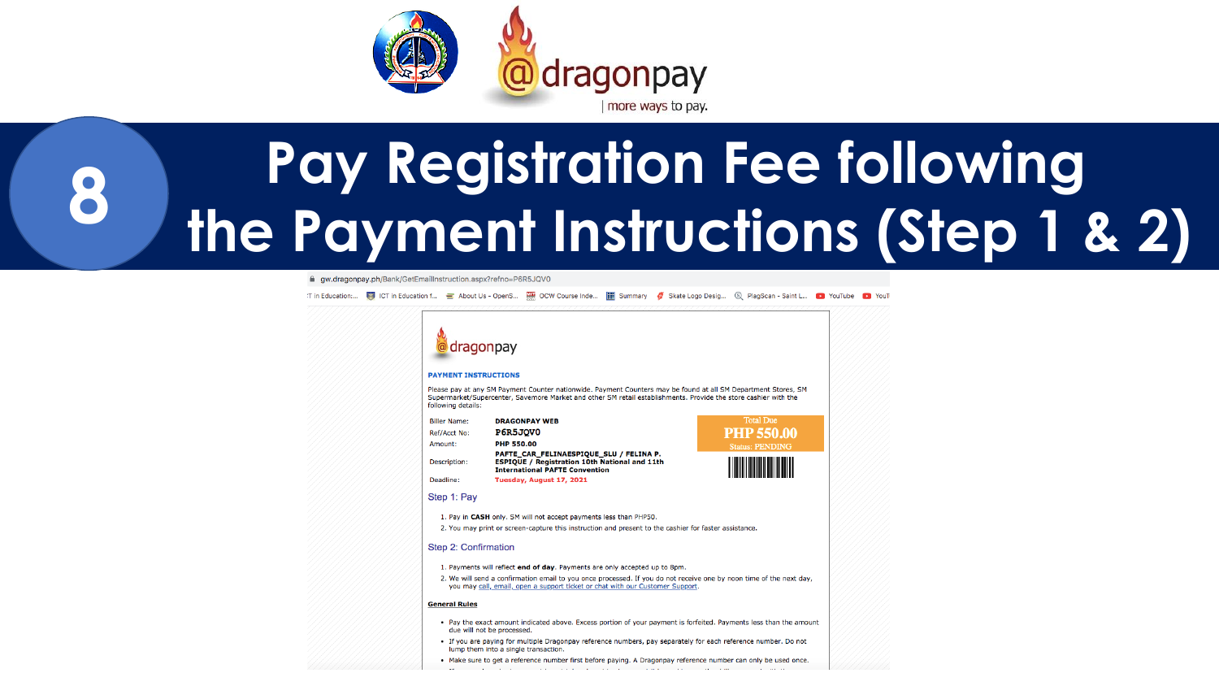# 8 Pay Registration Fee following the Payment Instructions (Step 1 & 2)

gw.dragonpay.ph/Bank/GetEmailInstruction.aspx?refno=P6R5JQV0

dragonpay

**PAYMENT INSTRUCTIONS**

Please pay at any SM Payment Counter nationwide. Payment Counters may be found at all SM Department Stores, SM Supermarket/Supercenter, Savemore Market and other SM retail establishments. Provide the store cashier with the following details:

| | |
|---|---|
| Biller Name: | **DRAGONPAY WEB** |
| Ref/Acct No: | **P6R5JQV0** |
| Amount: | **PHP 550.00** |
| Description: | **PAFTE_CAR_FELINAESPIQUE_SLU / FELINA P. ESPIQUE / Registration 10th National and 11th International PAFTE Convention** |
| Deadline: | **Tuesday, August 17, 2021** |

Total Due
**PHP 550.00**
Status: PENDING

## Step 1: Pay

1. Pay in **CASH** only. SM will not accept payments less than PHP50.
2. You may print or screen-capture this instruction and present to the cashier for faster assistance.

## Step 2: Confirmation

1. Payments will reflect **end of day**. Payments are only accepted up to 8pm.
2. We will send a confirmation email to you once processed. If you do not receive one by noon time of the next day, you may call, email, open a support ticket or chat with our Customer Support.

**General Rules**

- Pay the exact amount indicated above. Excess portion of your payment is forfeited. Payments less than the amount due will not be processed.
- If you are paying for multiple Dragonpay reference numbers, pay separately for each reference number. Do not lump them into a single transaction.
- Make sure to get a reference number first before paying. A Dragonpay reference number can only be used once.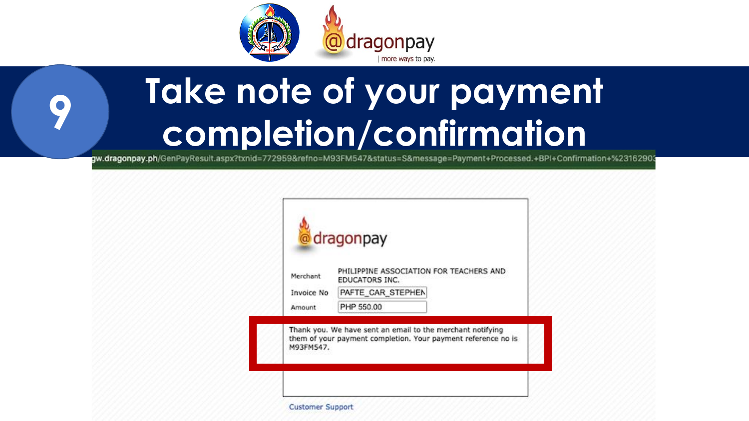# 9 Take note of your payment completion/confirmation

gw.dragonpay.ph/GenPayResult.aspx?txnid=772959&refno=M93FM547&status=S&message=Payment+Processed.+BPI+Confirmation+%2316290

dragonpay

| | |
|---|---|
| Merchant | PHILIPPINE ASSOCIATION FOR TEACHERS AND EDUCATORS INC. |
| Invoice No | PAFTE_CAR_STEPHEN |
| Amount | PHP 550.00 |

Thank you. We have sent an email to the merchant notifying them of your payment completion. Your payment reference no is M93FM547.

Customer Support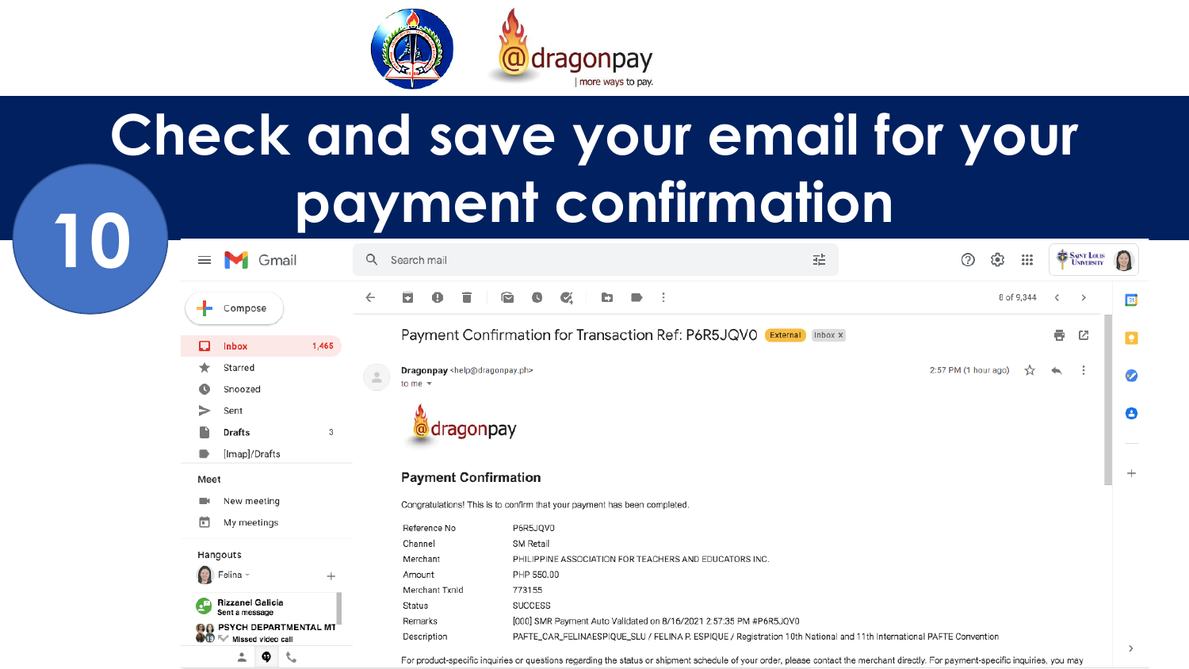# 10 Check and save your email for your payment confirmation

**Payment Confirmation for Transaction Ref: P6R5JQV0**

Dragonpay <help@dragonpay.ph>
to me

2:57 PM (1 hour ago)

## Payment Confirmation

Congratulations! This is to confirm that your payment has been completed.

| | |
|---|---|
| Reference No | P6R5JQV0 |
| Channel | SM Retail |
| Merchant | PHILIPPINE ASSOCIATION FOR TEACHERS AND EDUCATORS INC. |
| Amount | PHP 550.00 |
| Merchant Txnid | 773155 |
| Status | SUCCESS |
| Remarks | [000] SMR Payment Auto Validated on 8/16/2021 2:57:35 PM #P6R5JQV0 |
| Description | PAFTE_CAR_FELINAESPIQUE_SLU / FELINA P. ESPIQUE / Registration 10th National and 11th International PAFTE Convention |

For product-specific inquiries or questions regarding the status or shipment schedule of your order, please contact the merchant directly. For payment-specific inquiries, you may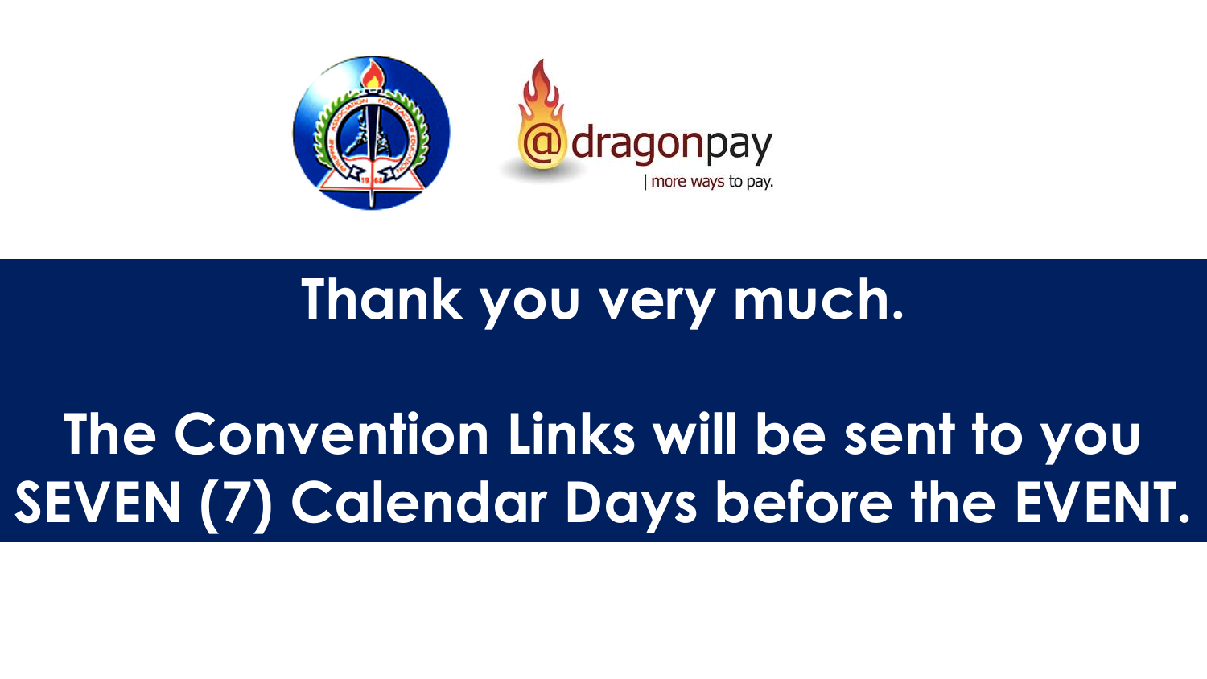Thank you very much.

The Convention Links will be sent to you SEVEN (7) Calendar Days before the EVENT.